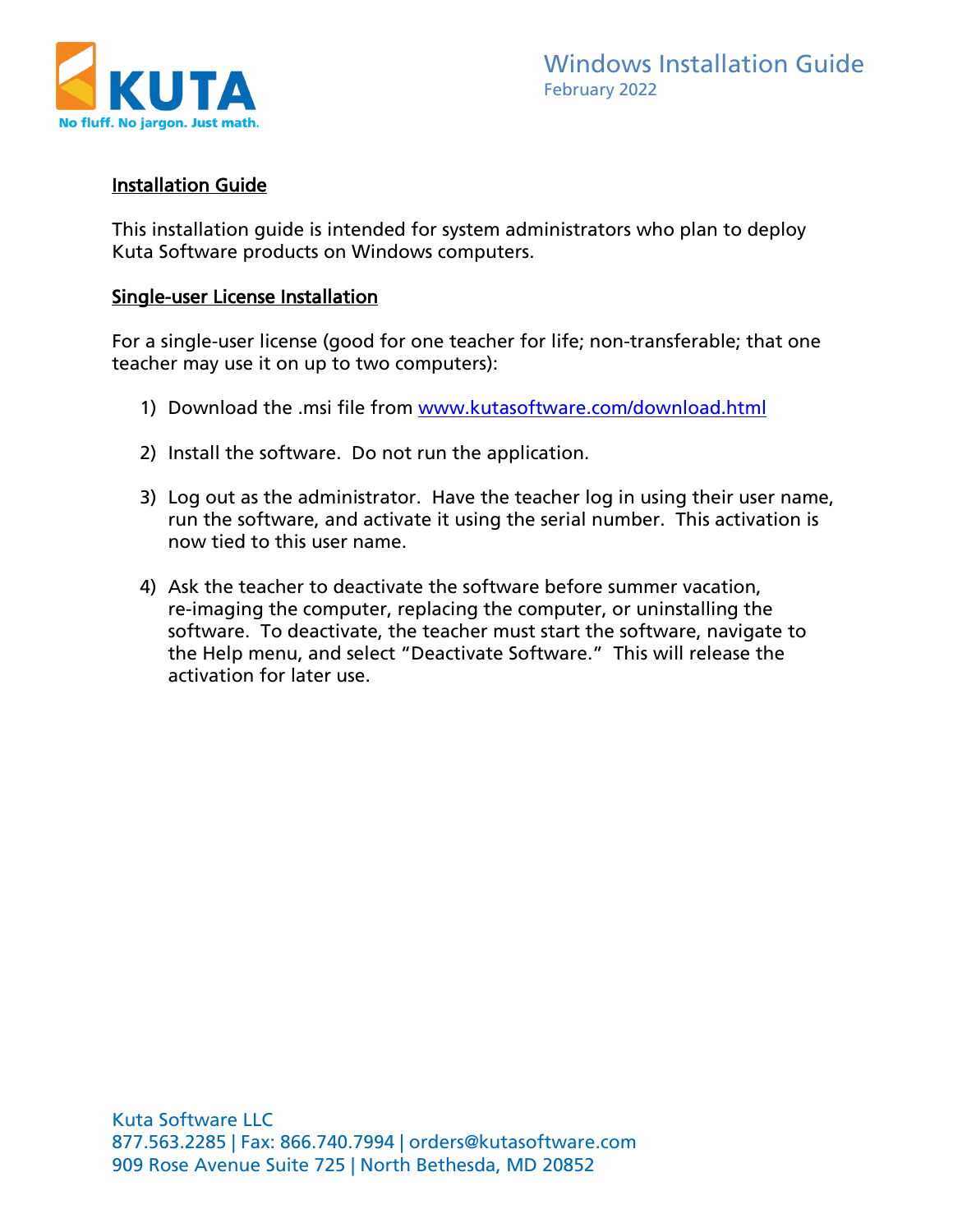KUTA

No fluff. No jargon. Just math.

# Windows Installation Guide

February 2022

## Installation Guide

This installation guide is intended for system administrators who plan to deploy Kuta Software products on Windows computers.

## Single-user License Installation

For a single-user license (good for one teacher for life; non-transferable; that one teacher may use it on up to two computers):

1) Download the .msi file from [www.kutasoftware.com/download.html](http://www.kutasoftware.com/download.html)

2) Install the software. Do not run the application.

3) Log out as the administrator. Have the teacher log in using their user name, run the software, and activate it using the serial number. This activation is now tied to this user name.

4) Ask the teacher to deactivate the software before summer vacation, re-imaging the computer, replacing the computer, or uninstalling the software. To deactivate, the teacher must start the software, navigate to the Help menu, and select "Deactivate Software." This will release the activation for later use.

Kuta Software LLC
877.563.2285 | Fax: 866.740.7994 | orders@kutasoftware.com
909 Rose Avenue Suite 725 | North Bethesda, MD 20852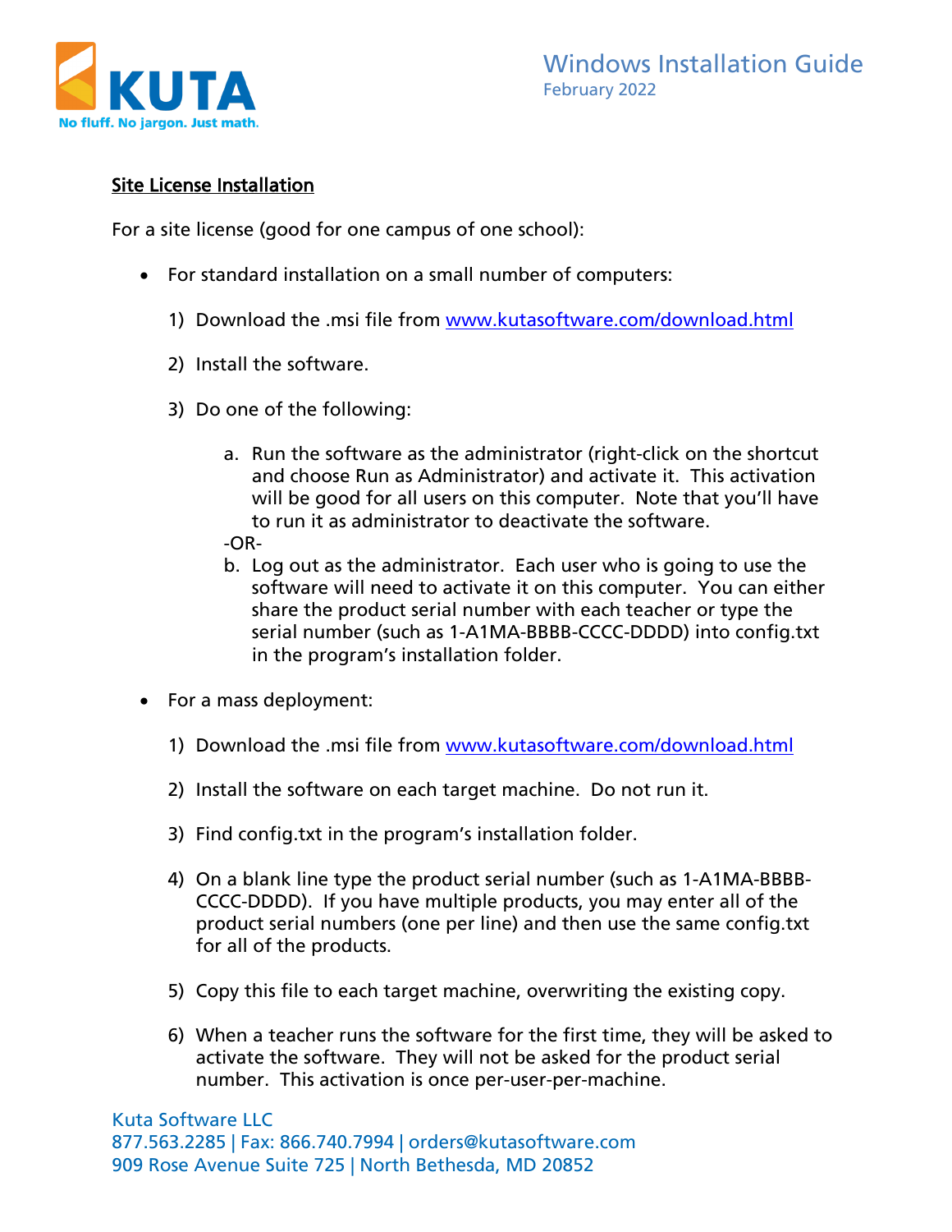## Site License Installation

For a site license (good for one campus of one school):

- For standard installation on a small number of computers:
  1) Download the .msi file from [www.kutasoftware.com/download.html](http://www.kutasoftware.com/download.html)
  2) Install the software.
  3) Do one of the following:
     a. Run the software as the administrator (right-click on the shortcut and choose Run as Administrator) and activate it. This activation will be good for all users on this computer. Note that you'll have to run it as administrator to deactivate the software.

     -OR-

     b. Log out as the administrator. Each user who is going to use the software will need to activate it on this computer. You can either share the product serial number with each teacher or type the serial number (such as 1-A1MA-BBBB-CCCC-DDDD) into config.txt in the program's installation folder.

- For a mass deployment:
  1) Download the .msi file from [www.kutasoftware.com/download.html](http://www.kutasoftware.com/download.html)
  2) Install the software on each target machine. Do not run it.
  3) Find config.txt in the program's installation folder.
  4) On a blank line type the product serial number (such as 1-A1MA-BBBB-CCCC-DDDD). If you have multiple products, you may enter all of the product serial numbers (one per line) and then use the same config.txt for all of the products.
  5) Copy this file to each target machine, overwriting the existing copy.
  6) When a teacher runs the software for the first time, they will be asked to activate the software. They will not be asked for the product serial number. This activation is once per-user-per-machine.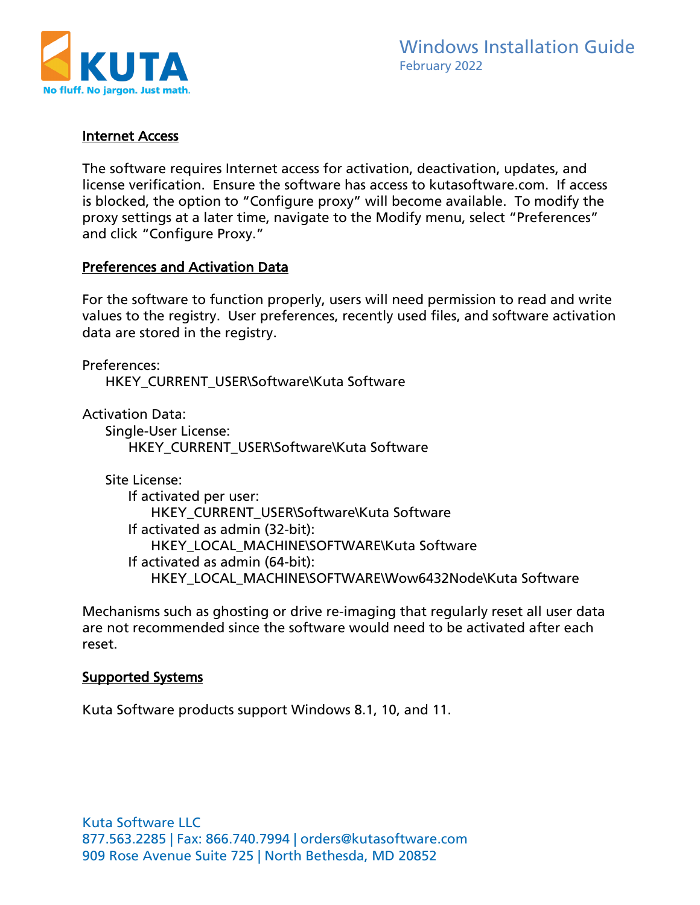## Internet Access

The software requires Internet access for activation, deactivation, updates, and license verification. Ensure the software has access to kutasoftware.com. If access is blocked, the option to "Configure proxy" will become available. To modify the proxy settings at a later time, navigate to the Modify menu, select "Preferences" and click "Configure Proxy."

## Preferences and Activation Data

For the software to function properly, users will need permission to read and write values to the registry. User preferences, recently used files, and software activation data are stored in the registry.

Preferences:
- HKEY_CURRENT_USER\Software\Kuta Software

Activation Data:
- Single-User License:
  - HKEY_CURRENT_USER\Software\Kuta Software
- Site License:
  - If activated per user:
    - HKEY_CURRENT_USER\Software\Kuta Software
  - If activated as admin (32-bit):
    - HKEY_LOCAL_MACHINE\SOFTWARE\Kuta Software
  - If activated as admin (64-bit):
    - HKEY_LOCAL_MACHINE\SOFTWARE\Wow6432Node\Kuta Software

Mechanisms such as ghosting or drive re-imaging that regularly reset all user data are not recommended since the software would need to be activated after each reset.

## Supported Systems

Kuta Software products support Windows 8.1, 10, and 11.

Kuta Software LLC
877.563.2285 | Fax: 866.740.7994 | orders@kutasoftware.com
909 Rose Avenue Suite 725 | North Bethesda, MD 20852